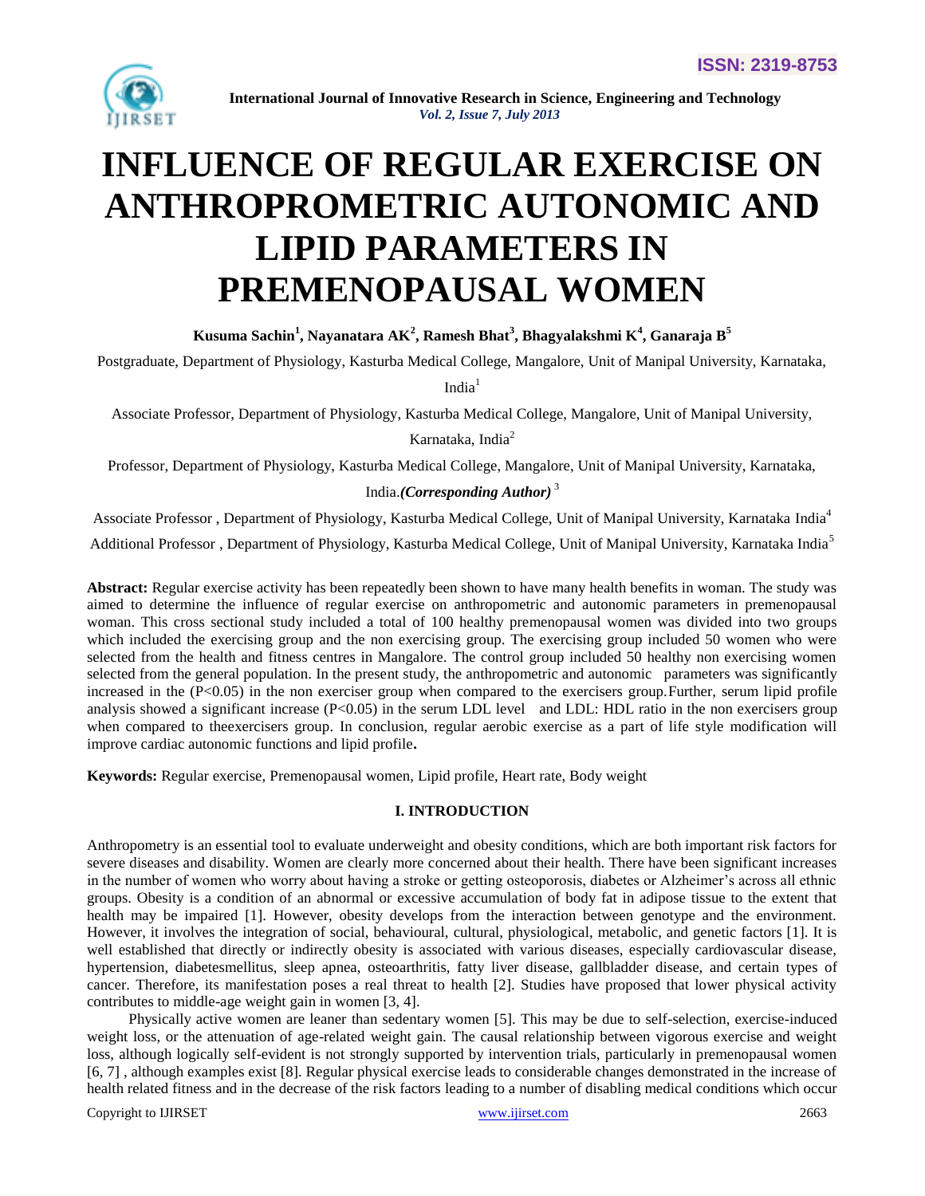# INFLUENCE OF REGULAR EXERCISE ON ANTHROPROMETRIC AUTONOMIC AND LIPID PARAMETERS IN PREMENOPAUSAL WOMEN

**Kusuma Sachin[1], Nayanatara AK[2], Ramesh Bhat[3], Bhagyalakshmi K[4], Ganaraja B[5]**

Postgraduate, Department of Physiology, Kasturba Medical College, Mangalore, Unit of Manipal University, Karnataka, India[1]

Associate Professor, Department of Physiology, Kasturba Medical College, Mangalore, Unit of Manipal University, Karnataka, India[2]

Professor, Department of Physiology, Kasturba Medical College, Mangalore, Unit of Manipal University, Karnataka, India.***(Corresponding Author)*** [3]

Associate Professor , Department of Physiology, Kasturba Medical College, Unit of Manipal University, Karnataka India[4]

Additional Professor , Department of Physiology, Kasturba Medical College, Unit of Manipal University, Karnataka India[5]

**Abstract:** Regular exercise activity has been repeatedly been shown to have many health benefits in woman. The study was aimed to determine the influence of regular exercise on anthropometric and autonomic parameters in premenopausal woman. This cross sectional study included a total of 100 healthy premenopausal women was divided into two groups which included the exercising group and the non exercising group. The exercising group included 50 women who were selected from the health and fitness centres in Mangalore. The control group included 50 healthy non exercising women selected from the general population. In the present study, the anthropometric and autonomic parameters was significantly increased in the ($P<0.05$) in the non exerciser group when compared to the exercisers group.Further, serum lipid profile analysis showed a significant increase ($P<0.05$) in the serum LDL level and LDL: HDL ratio in the non exercisers group when compared to theexercisers group. In conclusion, regular aerobic exercise as a part of life style modification will improve cardiac autonomic functions and lipid profile**.**

**Keywords:** Regular exercise, Premenopausal women, Lipid profile, Heart rate, Body weight

## I. INTRODUCTION

Anthropometry is an essential tool to evaluate underweight and obesity conditions, which are both important risk factors for severe diseases and disability. Women are clearly more concerned about their health. There have been significant increases in the number of women who worry about having a stroke or getting osteoporosis, diabetes or Alzheimer's across all ethnic groups. Obesity is a condition of an abnormal or excessive accumulation of body fat in adipose tissue to the extent that health may be impaired [1]. However, obesity develops from the interaction between genotype and the environment. However, it involves the integration of social, behavioural, cultural, physiological, metabolic, and genetic factors [1]. It is well established that directly or indirectly obesity is associated with various diseases, especially cardiovascular disease, hypertension, diabetesmellitus, sleep apnea, osteoarthritis, fatty liver disease, gallbladder disease, and certain types of cancer. Therefore, its manifestation poses a real threat to health [2]. Studies have proposed that lower physical activity contributes to middle-age weight gain in women [3, 4].

Physically active women are leaner than sedentary women [5]. This may be due to self-selection, exercise-induced weight loss, or the attenuation of age-related weight gain. The causal relationship between vigorous exercise and weight loss, although logically self-evident is not strongly supported by intervention trials, particularly in premenopausal women [6, 7] , although examples exist [8]. Regular physical exercise leads to considerable changes demonstrated in the increase of health related fitness and in the decrease of the risk factors leading to a number of disabling medical conditions which occur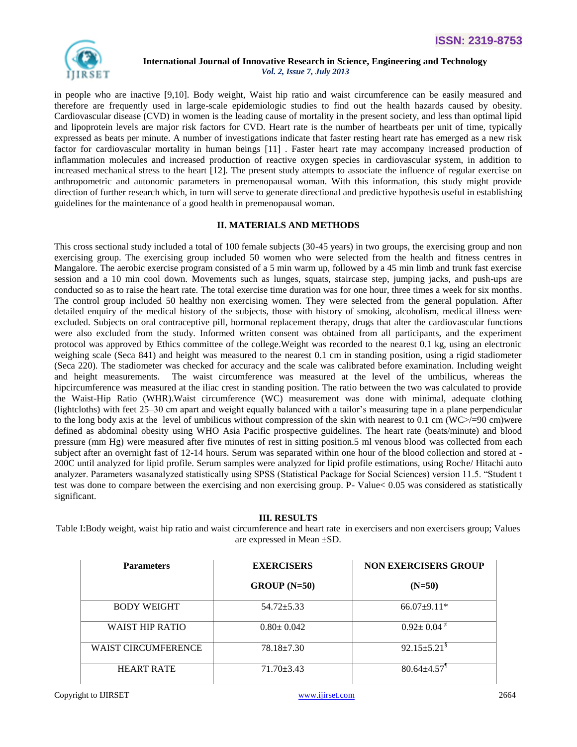in people who are inactive [9,10]. Body weight, Waist hip ratio and waist circumference can be easily measured and therefore are frequently used in large-scale epidemiologic studies to find out the health hazards caused by obesity. Cardiovascular disease (CVD) in women is the leading cause of mortality in the present society, and less than optimal lipid and lipoprotein levels are major risk factors for CVD. Heart rate is the number of heartbeats per unit of time, typically expressed as beats per minute. A number of investigations indicate that faster resting heart rate has emerged as a new risk factor for cardiovascular mortality in human beings [11] . Faster heart rate may accompany increased production of inflammation molecules and increased production of reactive oxygen species in cardiovascular system, in addition to increased mechanical stress to the heart [12]. The present study attempts to associate the influence of regular exercise on anthropometric and autonomic parameters in premenopausal woman. With this information, this study might provide direction of further research which, in turn will serve to generate directional and predictive hypothesis useful in establishing guidelines for the maintenance of a good health in premenopausal woman.

## II. MATERIALS AND METHODS

This cross sectional study included a total of 100 female subjects (30-45 years) in two groups, the exercising group and non exercising group. The exercising group included 50 women who were selected from the health and fitness centres in Mangalore. The aerobic exercise program consisted of a 5 min warm up, followed by a 45 min limb and trunk fast exercise session and a 10 min cool down. Movements such as lunges, squats, staircase step, jumping jacks, and push-ups are conducted so as to raise the heart rate. The total exercise time duration was for one hour, three times a week for six months. The control group included 50 healthy non exercising women. They were selected from the general population. After detailed enquiry of the medical history of the subjects, those with history of smoking, alcoholism, medical illness were excluded. Subjects on oral contraceptive pill, hormonal replacement therapy, drugs that alter the cardiovascular functions were also excluded from the study. Informed written consent was obtained from all participants, and the experiment protocol was approved by Ethics committee of the college.Weight was recorded to the nearest 0.1 kg, using an electronic weighing scale (Seca 841) and height was measured to the nearest 0.1 cm in standing position, using a rigid stadiometer (Seca 220). The stadiometer was checked for accuracy and the scale was calibrated before examination. Including weight and height measurements. The waist circumference was measured at the level of the umbilicus, whereas the hipcircumference was measured at the iliac crest in standing position. The ratio between the two was calculated to provide the Waist-Hip Ratio (WHR).Waist circumference (WC) measurement was done with minimal, adequate clothing (lightcloths) with feet 25–30 cm apart and weight equally balanced with a tailor's measuring tape in a plane perpendicular to the long body axis at the level of umbilicus without compression of the skin with nearest to 0.1 cm (WC>/=90 cm)were defined as abdominal obesity using WHO Asia Pacific prospective guidelines. The heart rate (beats/minute) and blood pressure (mm Hg) were measured after five minutes of rest in sitting position.5 ml venous blood was collected from each subject after an overnight fast of 12-14 hours. Serum was separated within one hour of the blood collection and stored at -200C until analyzed for lipid profile. Serum samples were analyzed for lipid profile estimations, using Roche/ Hitachi auto analyzer. Parameters wasanalyzed statistically using SPSS (Statistical Package for Social Sciences) version 11.5. "Student t test was done to compare between the exercising and non exercising group. P- Value< 0.05 was considered as statistically significant.

## III. RESULTS

Table I:Body weight, waist hip ratio and waist circumference and heart rate in exercisers and non exercisers group; Values are expressed in Mean ±SD.

| Parameters | EXERCISERS GROUP (N=50) | NON EXERCISERS GROUP (N=50) |
|---|---|---|
| BODY WEIGHT | 54.72±5.33 | 66.07±9.11* |
| WAIST HIP RATIO | 0.80± 0.042 | 0.92± 0.04 ≠ |
| WAIST CIRCUMFERENCE | 78.18±7.30 | 92.15±5.21 § |
| HEART RATE | 71.70±3.43 | 80.64±4.57 ¶ |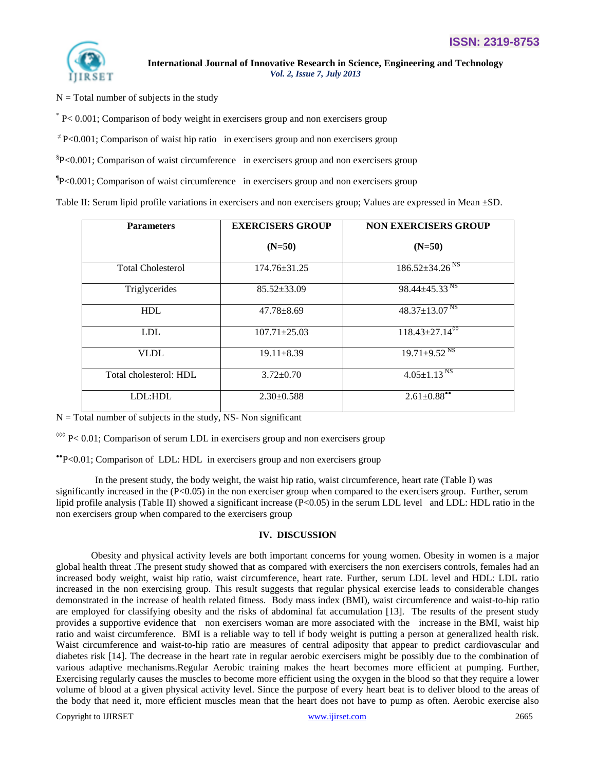N = Total number of subjects in the study

* P< 0.001; Comparison of body weight in exercisers group and non exercisers group

≠ P<0.001; Comparison of waist hip ratio in exercisers group and non exercisers group

§P<0.001; Comparison of waist circumference in exercisers group and non exercisers group

¶P<0.001; Comparison of waist circumference in exercisers group and non exercisers group

Table II: Serum lipid profile variations in exercisers and non exercisers group; Values are expressed in Mean ±SD.

| Parameters | EXERCISERS GROUP (N=50) | NON EXERCISERS GROUP (N=50) |
|---|---|---|
| Total Cholesterol | 174.76±31.25 | 186.52±34.26 NS |
| Triglycerides | 85.52±33.09 | 98.44±45.33 NS |
| HDL | 47.78±8.69 | 48.37±13.07 NS |
| LDL | 107.71±25.03 | 118.43±27.14◊◊◊ |
| VLDL | 19.11±8.39 | 19.71±9.52 NS |
| Total cholesterol: HDL | 3.72±0.70 | 4.05±1.13 NS |
| LDL:HDL | 2.30±0.588 | 2.61±0.88•• |

N = Total number of subjects in the study, NS- Non significant

◊◊◊ P< 0.01; Comparison of serum LDL in exercisers group and non exercisers group

••P<0.01; Comparison of LDL: HDL in exercisers group and non exercisers group

In the present study, the body weight, the waist hip ratio, waist circumference, heart rate (Table I) was significantly increased in the (P<0.05) in the non exerciser group when compared to the exercisers group. Further, serum lipid profile analysis (Table II) showed a significant increase (P<0.05) in the serum LDL level and LDL: HDL ratio in the non exercisers group when compared to the exercisers group

## IV. DISCUSSION

Obesity and physical activity levels are both important concerns for young women. Obesity in women is a major global health threat .The present study showed that as compared with exercisers the non exercisers controls, females had an increased body weight, waist hip ratio, waist circumference, heart rate. Further, serum LDL level and HDL: LDL ratio increased in the non exercising group. This result suggests that regular physical exercise leads to considerable changes demonstrated in the increase of health related fitness. Body mass index (BMI), waist circumference and waist-to-hip ratio are employed for classifying obesity and the risks of abdominal fat accumulation [13]. The results of the present study provides a supportive evidence that non exercisers woman are more associated with the increase in the BMI, waist hip ratio and waist circumference. BMI is a reliable way to tell if body weight is putting a person at generalized health risk. Waist circumference and waist-to-hip ratio are measures of central adiposity that appear to predict cardiovascular and diabetes risk [14]. The decrease in the heart rate in regular aerobic exercisers might be possibly due to the combination of various adaptive mechanisms.Regular Aerobic training makes the heart becomes more efficient at pumping. Further, Exercising regularly causes the muscles to become more efficient using the oxygen in the blood so that they require a lower volume of blood at a given physical activity level. Since the purpose of every heart beat is to deliver blood to the areas of the body that need it, more efficient muscles mean that the heart does not have to pump as often. Aerobic exercise also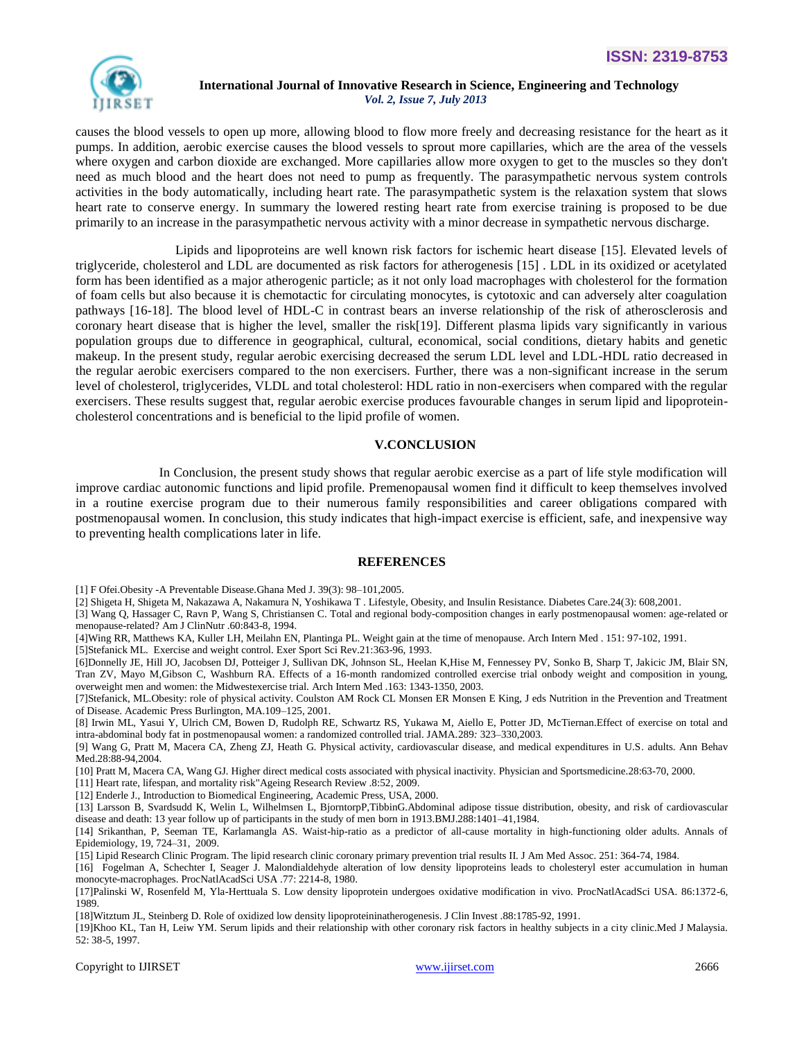causes the blood vessels to open up more, allowing blood to flow more freely and decreasing resistance for the heart as it pumps. In addition, aerobic exercise causes the blood vessels to sprout more capillaries, which are the area of the vessels where oxygen and carbon dioxide are exchanged. More capillaries allow more oxygen to get to the muscles so they don't need as much blood and the heart does not need to pump as frequently. The parasympathetic nervous system controls activities in the body automatically, including heart rate. The parasympathetic system is the relaxation system that slows heart rate to conserve energy. In summary the lowered resting heart rate from exercise training is proposed to be due primarily to an increase in the parasympathetic nervous activity with a minor decrease in sympathetic nervous discharge.

Lipids and lipoproteins are well known risk factors for ischemic heart disease [15]. Elevated levels of triglyceride, cholesterol and LDL are documented as risk factors for atherogenesis [15] . LDL in its oxidized or acetylated form has been identified as a major atherogenic particle; as it not only load macrophages with cholesterol for the formation of foam cells but also because it is chemotactic for circulating monocytes, is cytotoxic and can adversely alter coagulation pathways [16-18]. The blood level of HDL-C in contrast bears an inverse relationship of the risk of atherosclerosis and coronary heart disease that is higher the level, smaller the risk[19]. Different plasma lipids vary significantly in various population groups due to difference in geographical, cultural, economical, social conditions, dietary habits and genetic makeup. In the present study, regular aerobic exercising decreased the serum LDL level and LDL-HDL ratio decreased in the regular aerobic exercisers compared to the non exercisers. Further, there was a non-significant increase in the serum level of cholesterol, triglycerides, VLDL and total cholesterol: HDL ratio in non-exercisers when compared with the regular exercisers. These results suggest that, regular aerobic exercise produces favourable changes in serum lipid and lipoprotein-cholesterol concentrations and is beneficial to the lipid profile of women.

## V.CONCLUSION

In Conclusion, the present study shows that regular aerobic exercise as a part of life style modification will improve cardiac autonomic functions and lipid profile. Premenopausal women find it difficult to keep themselves involved in a routine exercise program due to their numerous family responsibilities and career obligations compared with postmenopausal women. In conclusion, this study indicates that high-impact exercise is efficient, safe, and inexpensive way to preventing health complications later in life.

## REFERENCES

[1] F Ofei.Obesity -A Preventable Disease.Ghana Med J. 39(3): 98–101,2005.

[2] Shigeta H, Shigeta M, Nakazawa A, Nakamura N, Yoshikawa T . Lifestyle, Obesity, and Insulin Resistance. Diabetes Care.24(3): 608,2001.

[3] Wang Q, Hassager C, Ravn P, Wang S, Christiansen C. Total and regional body-composition changes in early postmenopausal women: age-related or menopause-related? Am J ClinNutr .60:843-8, 1994.

[4]Wing RR, Matthews KA, Kuller LH, Meilahn EN, Plantinga PL. Weight gain at the time of menopause. Arch Intern Med . 151: 97-102, 1991.

[5]Stefanick ML. Exercise and weight control. Exer Sport Sci Rev.21:363-96, 1993.

[6]Donnelly JE, Hill JO, Jacobsen DJ, Potteiger J, Sullivan DK, Johnson SL, Heelan K,Hise M, Fennessey PV, Sonko B, Sharp T, Jakicic JM, Blair SN, Tran ZV, Mayo M,Gibson C, Washburn RA. Effects of a 16-month randomized controlled exercise trial onbody weight and composition in young, overweight men and women: the Midwestexercise trial. Arch Intern Med .163: 1343-1350, 2003.

[7]Stefanick, ML.Obesity: role of physical activity. Coulston AM Rock CL Monsen ER Monsen E King, J eds Nutrition in the Prevention and Treatment of Disease. Academic Press Burlington, MA.109–125, 2001.

[8] Irwin ML, Yasui Y, Ulrich CM, Bowen D, Rudolph RE, Schwartz RS, Yukawa M, Aiello E, Potter JD, McTiernan.Effect of exercise on total and intra-abdominal body fat in postmenopausal women: a randomized controlled trial. JAMA.289: 323–330,2003.

[9] Wang G, Pratt M, Macera CA, Zheng ZJ, Heath G. Physical activity, cardiovascular disease, and medical expenditures in U.S. adults. Ann Behav Med.28:88-94,2004.

[10] Pratt M, Macera CA, Wang GJ. Higher direct medical costs associated with physical inactivity. Physician and Sportsmedicine.28:63-70, 2000.

[11] Heart rate, lifespan, and mortality risk"Ageing Research Review .8:52, 2009.

[12] Enderle J., Introduction to Biomedical Engineering, Academic Press, USA, 2000.

[13] Larsson B, Svardsudd K, Welin L, Wilhelmsen L, BjorntorpP,TibbinG.Abdominal adipose tissue distribution, obesity, and risk of cardiovascular disease and death: 13 year follow up of participants in the study of men born in 1913.BMJ.288:1401–41,1984.

[14] Srikanthan, P, Seeman TE, Karlamangla AS. Waist-hip-ratio as a predictor of all-cause mortality in high-functioning older adults. Annals of Epidemiology, 19, 724–31, 2009.

[15] Lipid Research Clinic Program. The lipid research clinic coronary primary prevention trial results II. J Am Med Assoc. 251: 364-74, 1984.

[16] Fogelman A, Schechter I, Seager J. Malondialdehyde alteration of low density lipoproteins leads to cholesteryl ester accumulation in human monocyte-macrophages. ProcNatlAcadSci USA .77: 2214-8, 1980.

[17]Palinski W, Rosenfeld M, Yla-Herttuala S. Low density lipoprotein undergoes oxidative modification in vivo. ProcNatlAcadSci USA. 86:1372-6, 1989.

[18]Witztum JL, Steinberg D. Role of oxidized low density lipoproteininatherogenesis. J Clin Invest .88:1785-92, 1991.

[19]Khoo KL, Tan H, Leiw YM. Serum lipids and their relationship with other coronary risk factors in healthy subjects in a city clinic.Med J Malaysia. 52: 38-5, 1997.